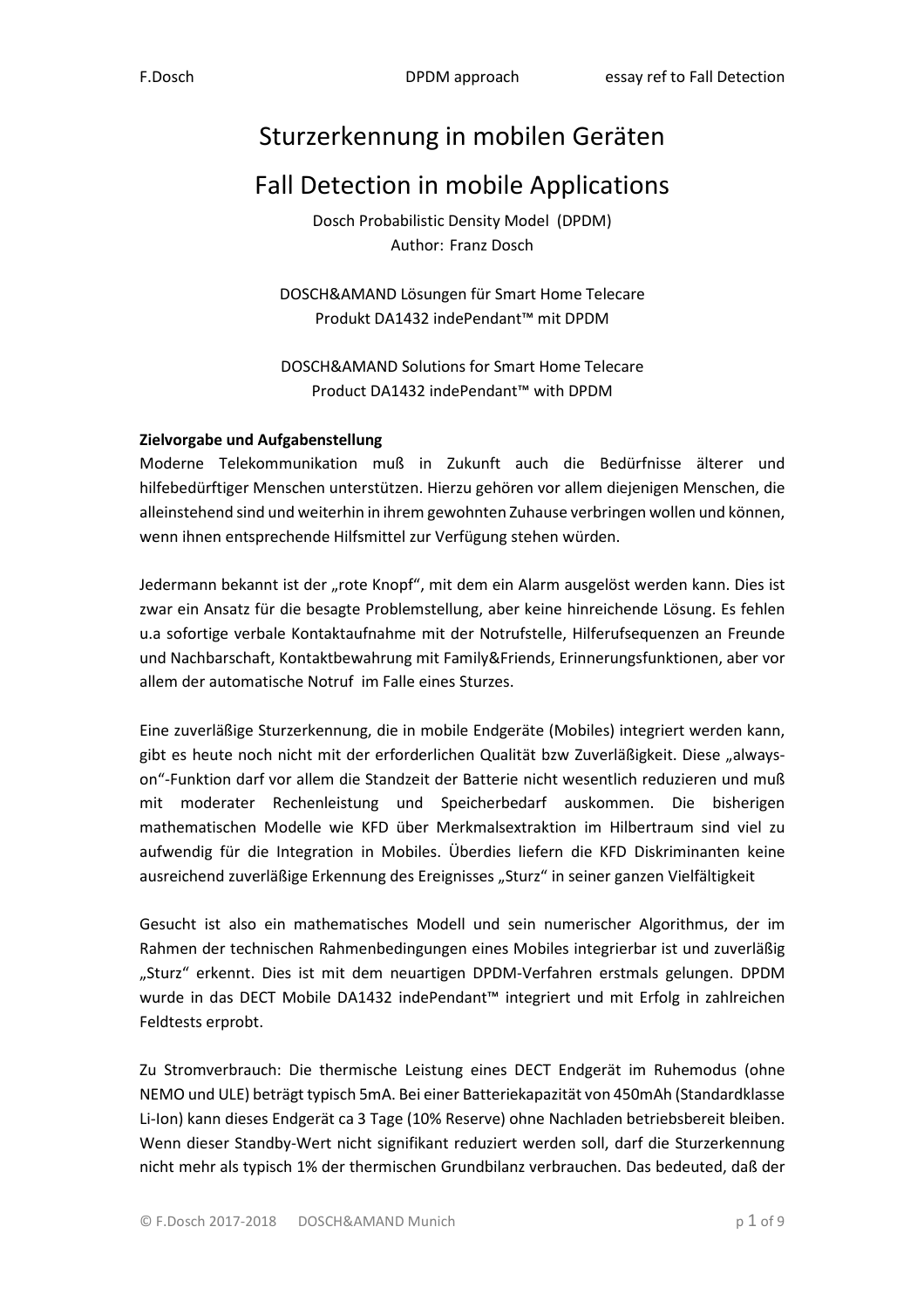# Sturzerkennung in mobilen Geräten

# Fall Detection in mobile Applications

Dosch Probabilistic Density Model (DPDM)
Author: Franz Dosch

DOSCH&AMAND Lösungen für Smart Home Telecare
Produkt DA1432 indePendant™ mit DPDM

DOSCH&AMAND Solutions for Smart Home Telecare
Product DA1432 indePendant™ with DPDM

**Zielvorgabe und Aufgabenstellung**

Moderne Telekommunikation muß in Zukunft auch die Bedürfnisse älterer und hilfebedürftiger Menschen unterstützen. Hierzu gehören vor allem diejenigen Menschen, die alleinstehend sind und weiterhin in ihrem gewohnten Zuhause verbringen wollen und können, wenn ihnen entsprechende Hilfsmittel zur Verfügung stehen würden.

Jedermann bekannt ist der „rote Knopf", mit dem ein Alarm ausgelöst werden kann. Dies ist zwar ein Ansatz für die besagte Problemstellung, aber keine hinreichende Lösung. Es fehlen u.a sofortige verbale Kontaktaufnahme mit der Notrufstelle, Hilferufsequenzen an Freunde und Nachbarschaft, Kontaktbewahrung mit Family&Friends, Erinnerungsfunktionen, aber vor allem der automatische Notruf im Falle eines Sturzes.

Eine zuverläßige Sturzerkennung, die in mobile Endgeräte (Mobiles) integriert werden kann, gibt es heute noch nicht mit der erforderlichen Qualität bzw Zuverläßigkeit. Diese „always-on"-Funktion darf vor allem die Standzeit der Batterie nicht wesentlich reduzieren und muß mit moderater Rechenleistung und Speicherbedarf auskommen. Die bisherigen mathematischen Modelle wie KFD über Merkmalsextraktion im Hilbertraum sind viel zu aufwendig für die Integration in Mobiles. Überdies liefern die KFD Diskriminanten keine ausreichend zuverläßige Erkennung des Ereignisses „Sturz" in seiner ganzen Vielfältigkeit

Gesucht ist also ein mathematisches Modell und sein numerischer Algorithmus, der im Rahmen der technischen Rahmenbedingungen eines Mobiles integrierbar ist und zuverläßig „Sturz" erkennt. Dies ist mit dem neuartigen DPDM-Verfahren erstmals gelungen. DPDM wurde in das DECT Mobile DA1432 indePendant™ integriert und mit Erfolg in zahlreichen Feldtests erprobt.

Zu Stromverbrauch: Die thermische Leistung eines DECT Endgerät im Ruhemodus (ohne NEMO und ULE) beträgt typisch 5mA. Bei einer Batteriekapazität von 450mAh (Standardklasse Li-Ion) kann dieses Endgerät ca 3 Tage (10% Reserve) ohne Nachladen betriebsbereit bleiben. Wenn dieser Standby-Wert nicht signifikant reduziert werden soll, darf die Sturzerkennung nicht mehr als typisch 1% der thermischen Grundbilanz verbrauchen. Das bedeuted, daß der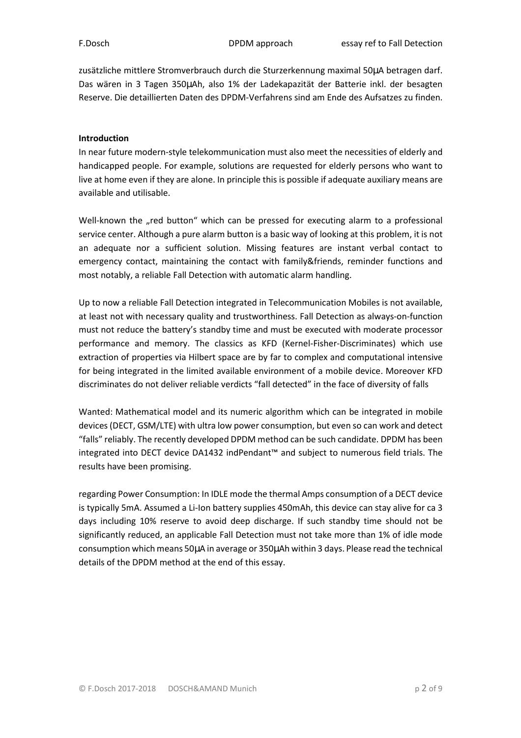zusätzliche mittlere Stromverbrauch durch die Sturzerkennung maximal 50µA betragen darf. Das wären in 3 Tagen 350µAh, also 1% der Ladekapazität der Batterie inkl. der besagten Reserve. Die detaillierten Daten des DPDM-Verfahrens sind am Ende des Aufsatzes zu finden.

**Introduction**

In near future modern-style telekommunication must also meet the necessities of elderly and handicapped people. For example, solutions are requested for elderly persons who want to live at home even if they are alone. In principle this is possible if adequate auxiliary means are available and utilisable.

Well-known the „red button" which can be pressed for executing alarm to a professional service center. Although a pure alarm button is a basic way of looking at this problem, it is not an adequate nor a sufficient solution. Missing features are instant verbal contact to emergency contact, maintaining the contact with family&friends, reminder functions and most notably, a reliable Fall Detection with automatic alarm handling.

Up to now a reliable Fall Detection integrated in Telecommunication Mobiles is not available, at least not with necessary quality and trustworthiness. Fall Detection as always-on-function must not reduce the battery's standby time and must be executed with moderate processor performance and memory. The classics as KFD (Kernel-Fisher-Discriminates) which use extraction of properties via Hilbert space are by far to complex and computational intensive for being integrated in the limited available environment of a mobile device. Moreover KFD discriminates do not deliver reliable verdicts "fall detected" in the face of diversity of falls

Wanted: Mathematical model and its numeric algorithm which can be integrated in mobile devices (DECT, GSM/LTE) with ultra low power consumption, but even so can work and detect "falls" reliably. The recently developed DPDM method can be such candidate. DPDM has been integrated into DECT device DA1432 indPendant™ and subject to numerous field trials. The results have been promising.

regarding Power Consumption: In IDLE mode the thermal Amps consumption of a DECT device is typically 5mA. Assumed a Li-Ion battery supplies 450mAh, this device can stay alive for ca 3 days including 10% reserve to avoid deep discharge. If such standby time should not be significantly reduced, an applicable Fall Detection must not take more than 1% of idle mode consumption which means 50µA in average or 350µAh within 3 days. Please read the technical details of the DPDM method at the end of this essay.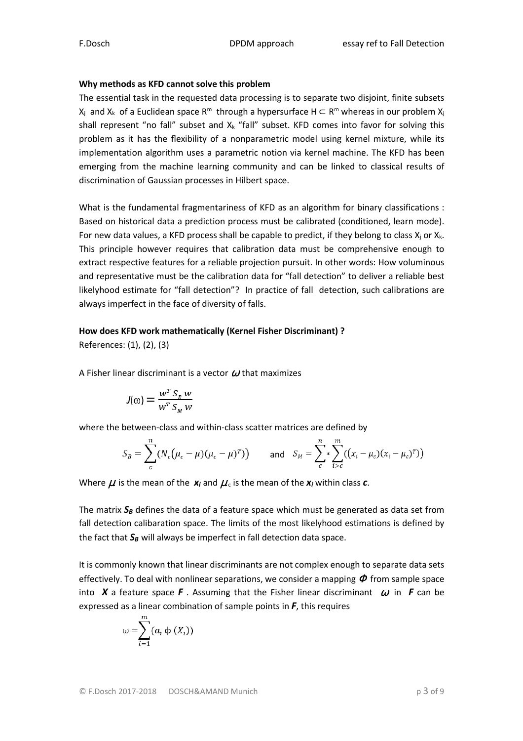**Why methods as KFD cannot solve this problem**

The essential task in the requested data processing is to separate two disjoint, finite subsets $X_j$ and $X_k$ of a Euclidean space $R^m$ through a hypersurface $H \subset R^m$ whereas in our problem $X_j$ shall represent "no fall" subset and $X_k$ "fall" subset. KFD comes into favor for solving this problem as it has the flexibility of a nonparametric model using kernel mixture, while its implementation algorithm uses a parametric notion via kernel machine. The KFD has been emerging from the machine learning community and can be linked to classical results of discrimination of Gaussian processes in Hilbert space.

What is the fundamental fragmentariness of KFD as an algorithm for binary classifications : Based on historical data a prediction process must be calibrated (conditioned, learn mode). For new data values, a KFD process shall be capable to predict, if they belong to class $X_j$ or $X_k$. This principle however requires that calibration data must be comprehensive enough to extract respective features for a reliable projection pursuit. In other words: How voluminous and representative must be the calibration data for "fall detection" to deliver a reliable best likelyhood estimate for "fall detection"? In practice of fall detection, such calibrations are always imperfect in the face of diversity of falls.

**How does KFD work mathematically (Kernel Fisher Discriminant) ?**

References: (1), (2), (3)

A Fisher linear discriminant is a vector $\omega$ that maximizes

$$J(\omega) = \frac{w^T S_B w}{w^T S_M w}$$

where the between-class and within-class scatter matrices are defined by

$$S_B = \sum_{c}^{n} (N_c(\mu_c - \mu)(\mu_c - \mu)^T) \qquad \text{and} \quad S_M = \sum_{c}^{n} * \sum_{i>c}^{m} ((x_i - \mu_c)(x_i - \mu_c)^T)$$

Where $\mu$ is the mean of the $\boldsymbol{x_i}$ and $\mu_c$ is the mean of the $\boldsymbol{x_i}$ within class $\boldsymbol{c}$.

The matrix $\boldsymbol{S_B}$ defines the data of a feature space which must be generated as data set from fall detection calibaration space. The limits of the most likelyhood estimations is defined by the fact that $\boldsymbol{S_B}$ will always be imperfect in fall detection data space.

It is commonly known that linear discriminants are not complex enough to separate data sets effectively. To deal with nonlinear separations, we consider a mapping $\boldsymbol{\Phi}$ from sample space into $\boldsymbol{X}$ a feature space $\boldsymbol{F}$ . Assuming that the Fisher linear discriminant $\omega$ in $\boldsymbol{F}$ can be expressed as a linear combination of sample points in $\boldsymbol{F}$, this requires

$$\omega = \sum_{i=1}^{m} (a_i \, \phi \, (X_i))$$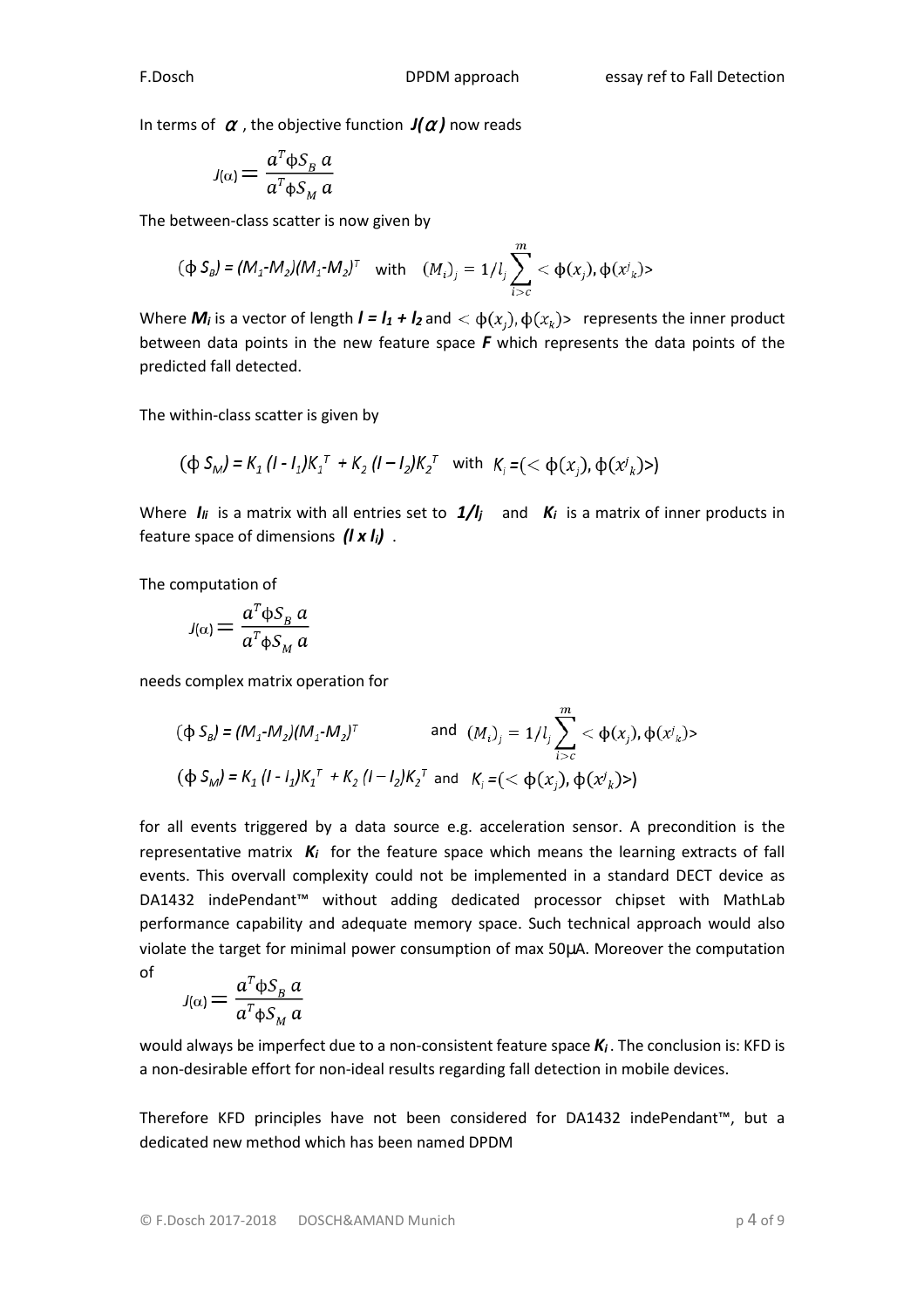In terms of $\alpha$ , the objective function $J(\alpha)$ now reads

$$J(\alpha) = \frac{a^T \phi S_B \, a}{a^T \phi S_M \, a}$$

The between-class scatter is now given by

$$(\phi \, S_B) = (M_1 - M_2)(M_1 - M_2)^T \quad \text{with} \quad (M_i)_j = 1/l_j \sum_{i>c}^{m} < \phi(x_j), \phi(x^j{}_k) >$$

Where $M_i$ is a vector of length $l = l_1 + l_2$ and $< \phi(x_j), \phi(x_k) >$ represents the inner product between data points in the new feature space $F$ which represents the data points of the predicted fall detected.

The within-class scatter is given by

$$(\phi \, S_M) = K_1 \, (I - I_1) K_1^T + K_2 \, (I - I_2) K_2^T \quad \text{with} \quad K_i = (< \phi(x_j), \phi(x^j{}_k) >)$$

Where $I_{li}$ is a matrix with all entries set to $1/l_j$ and $K_i$ is a matrix of inner products in feature space of dimensions $(l \times l_i)$ .

The computation of

$$J(\alpha) = \frac{a^T \phi S_B \, a}{a^T \phi S_M \, a}$$

needs complex matrix operation for

$$(\phi \, S_B) = (M_1 - M_2)(M_1 - M_2)^T \qquad \text{and} \quad (M_i)_j = 1/l_j \sum_{i>c}^{m} < \phi(x_j), \phi(x^j{}_k) >$$

$$(\phi \, S_M) = K_1 \, (I - I_1) K_1^T + K_2 \, (I - I_2) K_2^T \quad \text{and} \quad K_i = (< \phi(x_j), \phi(x^j{}_k) >)$$

for all events triggered by a data source e.g. acceleration sensor. A precondition is the representative matrix $K_i$ for the feature space which means the learning extracts of fall events. This overvall complexity could not be implemented in a standard DECT device as DA1432 indePendant™ without adding dedicated processor chipset with MathLab performance capability and adequate memory space. Such technical approach would also violate the target for minimal power consumption of max 50µA. Moreover the computation of

$$J(\alpha) = \frac{a^T \phi S_B \, a}{a^T \phi S_M \, a}$$

would always be imperfect due to a non-consistent feature space $K_i$ . The conclusion is: KFD is a non-desirable effort for non-ideal results regarding fall detection in mobile devices.

Therefore KFD principles have not been considered for DA1432 indePendant™, but a dedicated new method which has been named DPDM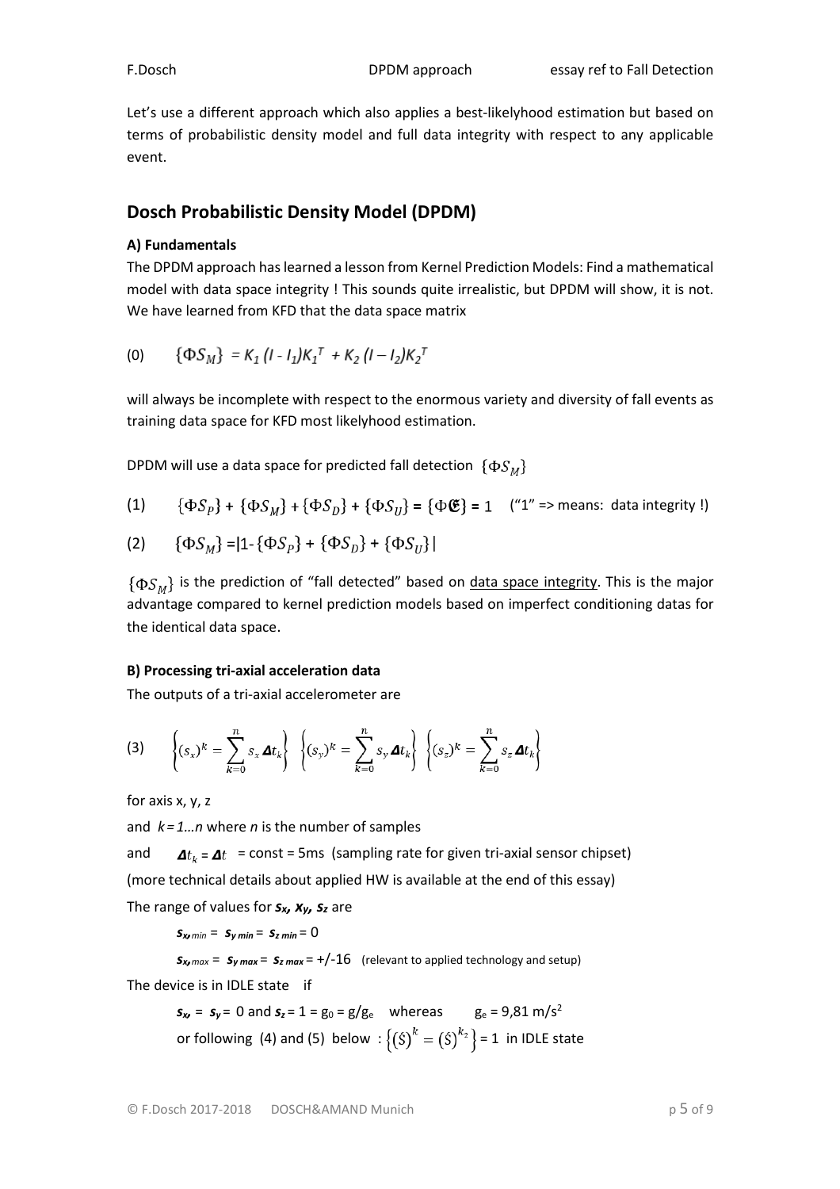Let's use a different approach which also applies a best-likelyhood estimation but based on terms of probabilistic density model and full data integrity with respect to any applicable event.

## Dosch Probabilistic Density Model (DPDM)

**A) Fundamentals**

The DPDM approach has learned a lesson from Kernel Prediction Models: Find a mathematical model with data space integrity ! This sounds quite irrealistic, but DPDM will show, it is not. We have learned from KFD that the data space matrix

(0) $\{\Phi S_M\} = K_1 (I - I_1) K_1^T + K_2 (I - I_2) K_2^T$

will always be incomplete with respect to the enormous variety and diversity of fall events as training data space for KFD most likelyhood estimation.

DPDM will use a data space for predicted fall detection $\{\Phi S_M\}$

(1) $\{\Phi S_P\} + \{\Phi S_M\} + \{\Phi S_D\} + \{\Phi S_U\} = \{\Phi \mathfrak{E}\} = 1$ ("1" => means: data integrity !)

(2) $\{\Phi S_M\} = |1 - \{\Phi S_P\} + \{\Phi S_D\} + \{\Phi S_U\}|$

$\{\Phi S_M\}$ is the prediction of "fall detected" based on <u>data space integrity</u>. This is the major advantage compared to kernel prediction models based on imperfect conditioning datas for the identical data space.

**B) Processing tri-axial acceleration data**

The outputs of a tri-axial accelerometer are

(3) $\left\{(s_x)^k = \sum_{k=0}^{n} s_x \boldsymbol{\Delta} t_k\right\} \; \left\{(s_y)^k = \sum_{k=0}^{n} s_y \boldsymbol{\Delta} t_k\right\} \; \left\{(s_z)^k = \sum_{k=0}^{n} s_z \boldsymbol{\Delta} t_k\right\}$

for axis x, y, z

and *k = 1…n* where *n* is the number of samples

and $\boldsymbol{\Delta} t_k = \boldsymbol{\Delta} t$ = const = 5ms (sampling rate for given tri-axial sensor chipset)

(more technical details about applied HW is available at the end of this essay)

The range of values for $s_x$, $x_y$, $s_z$ are

$s_{x,min} = s_{y\,min} = s_{z\,min} = 0$

$s_{x,max} = s_{y\,max} = s_{z\,max} = +/-16$ (relevant to applied technology and setup)

The device is in IDLE state if

$s_x = s_y = 0$ and $s_z = 1 = g_0 = g/g_e$ whereas $g_e = 9{,}81\ m/s^2$

or following (4) and (5) below : $\left\{(\acute{S})^k = (\acute{S})^{k_2}\right\} = 1$ in IDLE state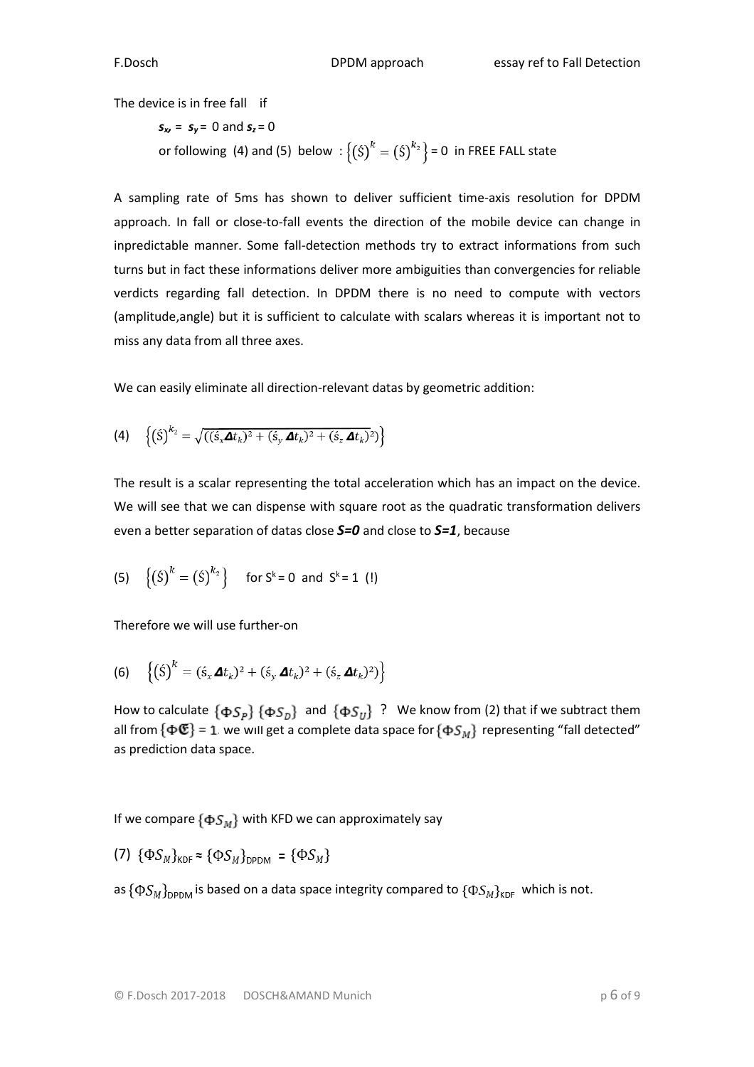The device is in free fall if

$s_x = s_y = 0$ and $s_z = 0$

or following (4) and (5) below : $\left\{(\acute{S})^k = (\acute{S})^{k_2}\right\} = 0$ in FREE FALL state

A sampling rate of 5ms has shown to deliver sufficient time-axis resolution for DPDM approach. In fall or close-to-fall events the direction of the mobile device can change in inpredictable manner. Some fall-detection methods try to extract informations from such turns but in fact these informations deliver more ambiguities than convergencies for reliable verdicts regarding fall detection. In DPDM there is no need to compute with vectors (amplitude,angle) but it is sufficient to calculate with scalars whereas it is important not to miss any data from all three axes.

We can easily eliminate all direction-relevant datas by geometric addition:

$$(4) \quad \left\{(\acute{S})^{k_2} = \sqrt{((\acute{s}_x \boldsymbol{\Delta} t_k)^2 + (\acute{s}_y \boldsymbol{\Delta} t_k)^2 + (\acute{s}_z \boldsymbol{\Delta} t_k)^2)}\right\}$$

The result is a scalar representing the total acceleration which has an impact on the device. We will see that we can dispense with square root as the quadratic transformation delivers even a better separation of datas close ***S=0*** and close to ***S=1***, because

$$(5) \quad \left\{(\acute{S})^k = (\acute{S})^{k_2}\right\} \quad \text{for } S^k = 0 \text{ and } S^k = 1 \ (!)$$

Therefore we will use further-on

$$(6) \quad \left\{(\acute{S})^k = (\acute{s}_x \boldsymbol{\Delta} t_k)^2 + (\acute{s}_y \boldsymbol{\Delta} t_k)^2 + (\acute{s}_z \boldsymbol{\Delta} t_k)^2)\right\}$$

How to calculate $\{\Phi S_P\}$ $\{\Phi S_D\}$ and $\{\Phi S_U\}$ ? We know from (2) that if we subtract them all from $\{\Phi \mathfrak{C}\} = 1$ we will get a complete data space for $\{\Phi S_M\}$ representing "fall detected" as prediction data space.

If we compare $\{\Phi S_M\}$ with KFD we can approximately say

$$(7) \quad \{\Phi S_M\}_{\text{KDF}} \approx \{\Phi S_M\}_{\text{DPDM}} = \{\Phi S_M\}$$

as $\{\Phi S_M\}_{\text{DPDM}}$ is based on a data space integrity compared to $\{\Phi S_M\}_{\text{KDF}}$ which is not.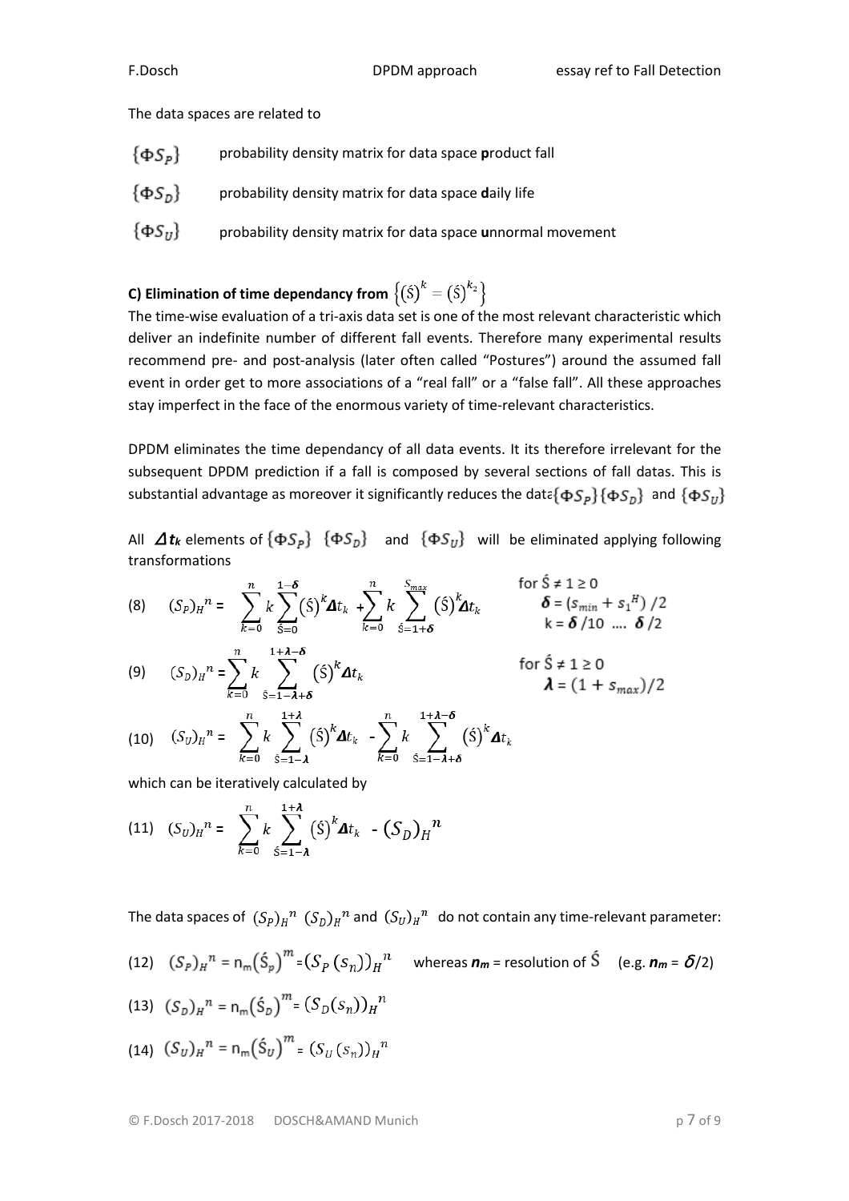The data spaces are related to

| | |
|---|---|
| $\{\Phi S_P\}$ | probability density matrix for data space **p**roduct fall |
| $\{\Phi S_D\}$ | probability density matrix for data space **d**aily life |
| $\{\Phi S_U\}$ | probability density matrix for data space **u**nnormal movement |

**C) Elimination of time dependancy from $\left\{(\acute{S})^k = (\acute{S})^{k_2}\right\}$**

The time-wise evaluation of a tri-axis data set is one of the most relevant characteristic which deliver an indefinite number of different fall events. Therefore many experimental results recommend pre- and post-analysis (later often called "Postures") around the assumed fall event in order get to more associations of a "real fall" or a "false fall". All these approaches stay imperfect in the face of the enormous variety of time-relevant characteristics.

DPDM eliminates the time dependancy of all data events. It its therefore irrelevant for the subsequent DPDM prediction if a fall is composed by several sections of fall datas. This is substantial advantage as moreover it significantly reduces the data $\{\Phi S_P\}\{\Phi S_D\}$ and $\{\Phi S_U\}$

All $\boldsymbol{\Delta t_k}$ elements of $\{\Phi S_P\}$ $\{\Phi S_D\}$ and $\{\Phi S_U\}$ will be eliminated applying following transformations

$$(8) \quad (S_P)_H{}^n = \sum_{k=0}^{n} k \sum_{\acute{S}=0}^{1-\boldsymbol{\delta}} (\acute{S})^k \boldsymbol{\Delta} t_k + \sum_{k=0}^{n} k \sum_{\acute{S}=1+\boldsymbol{\delta}}^{S_{max}} (\acute{S})^k \boldsymbol{\Delta} t_k \qquad \text{for } \acute{S} \neq 1 \geq 0, \quad \boldsymbol{\delta} = (s_{min} + s_1{}^H)/2, \quad k = \boldsymbol{\delta}/10 \;\ldots\; \boldsymbol{\delta}/2$$

$$(9) \quad (S_D)_H{}^n = \sum_{k=0}^{n} k \sum_{\acute{S}=1-\boldsymbol{\lambda}+\boldsymbol{\delta}}^{1+\boldsymbol{\lambda}-\boldsymbol{\delta}} (\acute{S})^k \boldsymbol{\Delta} t_k \qquad \text{for } \acute{S} \neq 1 \geq 0, \quad \boldsymbol{\lambda} = (1 + s_{max})/2$$

$$(10) \quad (S_U)_H{}^n = \sum_{k=0}^{n} k \sum_{\acute{S}=1-\boldsymbol{\lambda}}^{1+\boldsymbol{\lambda}} (\acute{S})^k \boldsymbol{\Delta} t_k - \sum_{k=0}^{n} k \sum_{\acute{S}=1-\boldsymbol{\lambda}+\boldsymbol{\delta}}^{1+\boldsymbol{\lambda}-\boldsymbol{\delta}} (\acute{S})^k \boldsymbol{\Delta} t_k$$

which can be iteratively calculated by

$$(11) \quad (S_U)_H{}^n = \sum_{k=0}^{n} k \sum_{\acute{S}=1-\boldsymbol{\lambda}}^{1+\boldsymbol{\lambda}} (\acute{S})^k \boldsymbol{\Delta} t_k - (S_D)_H{}^n$$

The data spaces of $(S_P)_H{}^n$ $(S_D)_H{}^n$ and $(S_U)_H{}^n$ do not contain any time-relevant parameter:

$$(12) \quad (S_P)_H{}^n = \mathrm{n_m}(\acute{S}_p)^m = (S_P(s_n))_H{}^n \qquad \text{whereas } \boldsymbol{n_m} = \text{resolution of } \acute{S} \quad (\text{e.g. } \boldsymbol{n_m} = \boldsymbol{\delta}/2)$$

$$(13) \quad (S_D)_H{}^n = \mathrm{n_m}(\acute{S}_D)^m = (S_D(s_n))_H{}^n$$

$$(14) \quad (S_U)_H{}^n = \mathrm{n_m}(\acute{S}_U)^m = (S_U(s_n))_H{}^n$$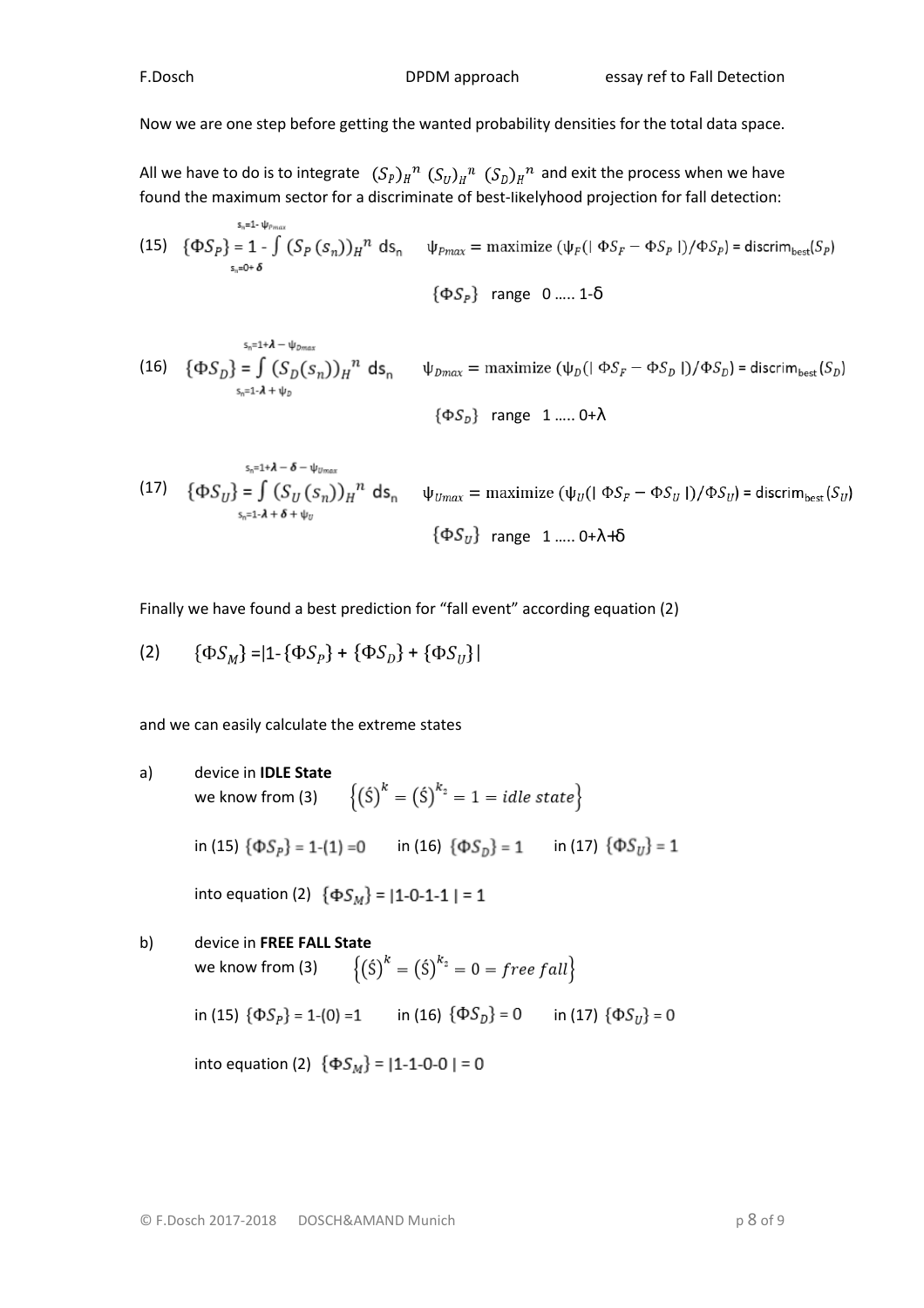Now we are one step before getting the wanted probability densities for the total data space.

All we have to do is to integrate $(S_P)_H{}^n \; (S_U)_H{}^n \; (S_D)_H{}^n$ and exit the process when we have found the maximum sector for a discriminate of best-likelyhood projection for fall detection:

$$(15) \quad \{\Phi S_P\} = 1 - \int_{s_n=0+\delta}^{s_n=1-\psi_{Pmax}} (S_P(s_n))_H{}^n \, ds_n \qquad \psi_{Pmax} = \text{maximize}\,(\psi_F(|\,\Phi S_F - \Phi S_P\,|)/\Phi S_P) = \text{discrim}_{\text{best}}(S_P)$$

$\{\Phi S_P\}$ range 0 ..... 1-δ

$$(16) \quad \{\Phi S_D\} = \int_{s_n=1-\lambda+\psi_D}^{s_n=1+\lambda-\psi_{Dmax}} (S_D(s_n))_H{}^n \, ds_n \qquad \psi_{Dmax} = \text{maximize}\,(\psi_D(|\,\Phi S_F - \Phi S_D\,|)/\Phi S_D) = \text{discrim}_{\text{best}}(S_D)$$

$\{\Phi S_D\}$ range 1 ..... 0+λ

$$(17) \quad \{\Phi S_U\} = \int_{s_n=1-\lambda+\delta+\psi_U}^{s_n=1+\lambda-\delta-\psi_{Umax}} (S_U(s_n))_H{}^n \, ds_n \qquad \psi_{Umax} = \text{maximize}\,(\psi_U(|\,\Phi S_F - \Phi S_U\,|)/\Phi S_U) = \text{discrim}_{\text{best}}(S_U)$$

$\{\Phi S_U\}$ range 1 ..... 0+λ+δ

Finally we have found a best prediction for "fall event" according equation (2)

$$(2) \qquad \{\Phi S_M\} = |1 - \{\Phi S_P\} + \{\Phi S_D\} + \{\Phi S_U\}|$$

and we can easily calculate the extreme states

a) device in **IDLE State**
we know from (3) $\left\{(\acute{S})^k = (\acute{S})^{k_2} = 1 = idle\ state\right\}$

in (15) $\{\Phi S_P\}$ = 1-(1) =0 in (16) $\{\Phi S_D\}$ = 1 in (17) $\{\Phi S_U\}$ = 1

into equation (2) $\{\Phi S_M\}$ = |1-0-1-1 | = 1

b) device in **FREE FALL State**
we know from (3) $\left\{(\acute{S})^k = (\acute{S})^{k_2} = 0 = free\ fall\right\}$

in (15) $\{\Phi S_P\}$ = 1-(0) =1 in (16) $\{\Phi S_D\}$ = 0 in (17) $\{\Phi S_U\}$ = 0

into equation (2) $\{\Phi S_M\}$ = |1-1-0-0 | = 0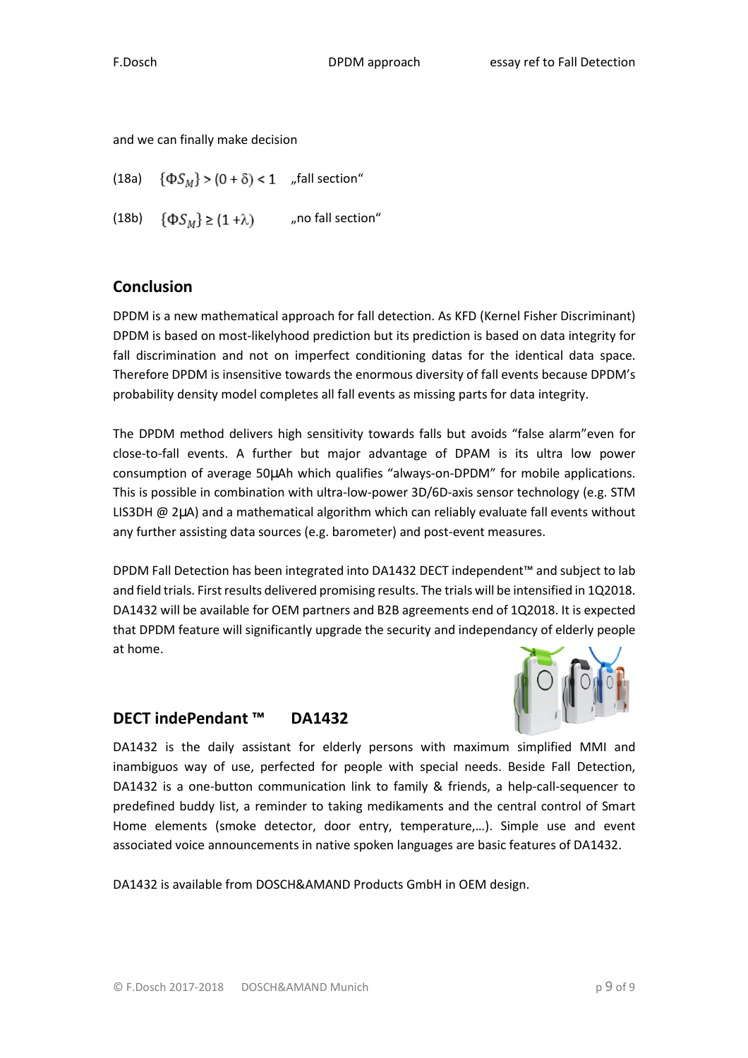and we can finally make decision

(18a) $\{\Phi S_M\} > (0 + \delta) < 1$ „fall section“

(18b) $\{\Phi S_M\} \geq (1 + \lambda)$ „no fall section“

## Conclusion

DPDM is a new mathematical approach for fall detection. As KFD (Kernel Fisher Discriminant) DPDM is based on most-likelyhood prediction but its prediction is based on data integrity for fall discrimination and not on imperfect conditioning datas for the identical data space. Therefore DPDM is insensitive towards the enormous diversity of fall events because DPDM's probability density model completes all fall events as missing parts for data integrity.

The DPDM method delivers high sensitivity towards falls but avoids “false alarm”even for close-to-fall events. A further but major advantage of DPAM is its ultra low power consumption of average 50μAh which qualifies “always-on-DPDM” for mobile applications. This is possible in combination with ultra-low-power 3D/6D-axis sensor technology (e.g. STM LIS3DH @ 2μA) and a mathematical algorithm which can reliably evaluate fall events without any further assisting data sources (e.g. barometer) and post-event measures.

DPDM Fall Detection has been integrated into DA1432 DECT independent™ and subject to lab and field trials. First results delivered promising results. The trials will be intensified in 1Q2018. DA1432 will be available for OEM partners and B2B agreements end of 1Q2018. It is expected that DPDM feature will significantly upgrade the security and independancy of elderly people at home.

## DECT indePendant ™ DA1432

DA1432 is the daily assistant for elderly persons with maximum simplified MMI and inambiguos way of use, perfected for people with special needs. Beside Fall Detection, DA1432 is a one-button communication link to family & friends, a help-call-sequencer to predefined buddy list, a reminder to taking medikaments and the central control of Smart Home elements (smoke detector, door entry, temperature,…). Simple use and event associated voice announcements in native spoken languages are basic features of DA1432.

DA1432 is available from DOSCH&AMAND Products GmbH in OEM design.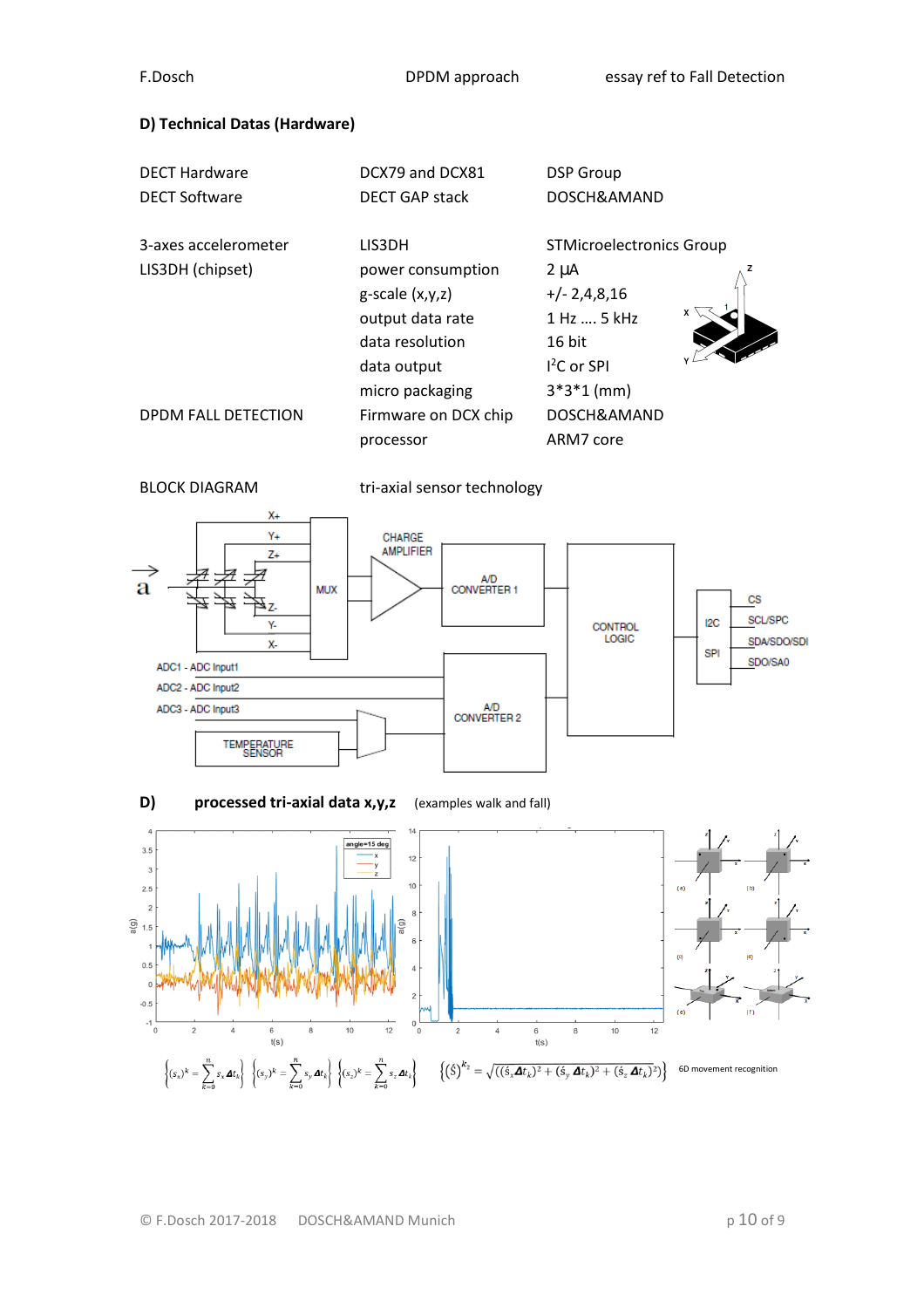## D) Technical Datas (Hardware)

| | | |
|---|---|---|
| DECT Hardware | DCX79 and DCX81 | DSP Group |
| DECT Software | DECT GAP stack | DOSCH&AMAND |
| | | |
| 3-axes accelerometer | LIS3DH | STMicroelectronics Group |
| LIS3DH (chipset) | power consumption | 2 µA |
| | g-scale (x,y,z) | +/- 2,4,8,16 |
| | output data rate | 1 Hz .... 5 kHz |
| | data resolution | 16 bit |
| | data output | $I^2C$ or SPI |
| | micro packaging | 3*3*1 (mm) |
| DPDM FALL DETECTION | Firmware on DCX chip | DOSCH&AMAND |
| | processor | ARM7 core |

BLOCK DIAGRAM tri-axial sensor technology

**D) processed tri-axial data x,y,z** (examples walk and fall)

$$\left\{(s_x)^k = \sum_{k=0}^{n} s_x \Delta t_k\right\} \left\{(s_y)^k = \sum_{k=0}^{n} s_y \Delta t_k\right\} \left\{(s_z)^k = \sum_{k=0}^{n} s_z \Delta t_k\right\} \quad \left\{(\dot{s})^{k_2} = \sqrt{((\dot{s}_x \Delta t_k)^2 + (\dot{s}_y \Delta t_k)^2 + (\dot{s}_z \Delta t_k)^2)}\right\}$$

6D movement recognition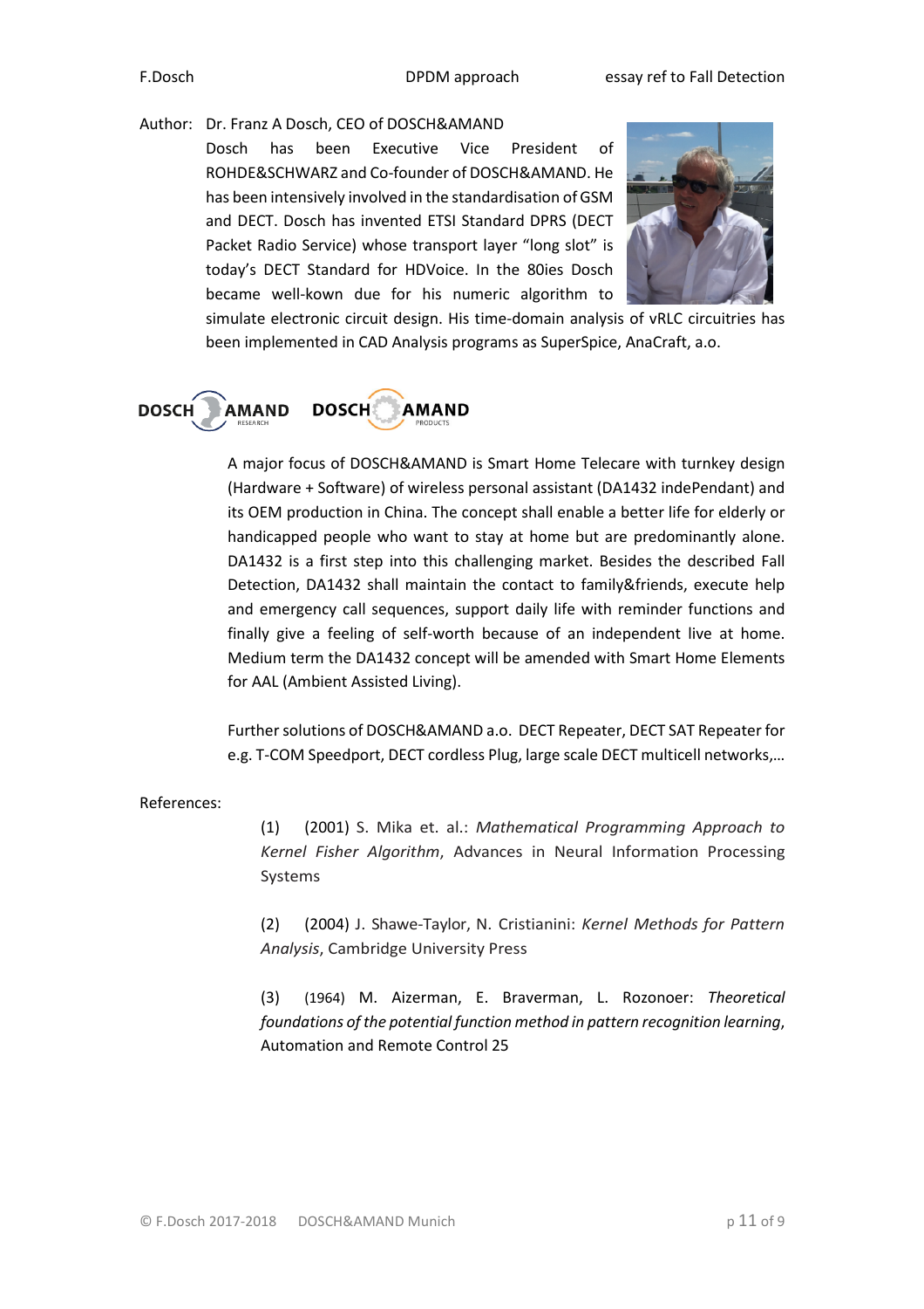Author: Dr. Franz A Dosch, CEO of DOSCH&AMAND

Dosch has been Executive Vice President of ROHDE&SCHWARZ and Co-founder of DOSCH&AMAND. He has been intensively involved in the standardisation of GSM and DECT. Dosch has invented ETSI Standard DPRS (DECT Packet Radio Service) whose transport layer "long slot" is today's DECT Standard for HDVoice. In the 80ies Dosch became well-kown due for his numeric algorithm to simulate electronic circuit design. His time-domain analysis of vRLC circuitries has been implemented in CAD Analysis programs as SuperSpice, AnaCraft, a.o.

DOSCH AMAND RESEARCH    DOSCH AMAND PRODUCTS

A major focus of DOSCH&AMAND is Smart Home Telecare with turnkey design (Hardware + Software) of wireless personal assistant (DA1432 indePendant) and its OEM production in China. The concept shall enable a better life for elderly or handicapped people who want to stay at home but are predominantly alone. DA1432 is a first step into this challenging market. Besides the described Fall Detection, DA1432 shall maintain the contact to family&friends, execute help and emergency call sequences, support daily life with reminder functions and finally give a feeling of self-worth because of an independent live at home. Medium term the DA1432 concept will be amended with Smart Home Elements for AAL (Ambient Assisted Living).

Further solutions of DOSCH&AMAND a.o. DECT Repeater, DECT SAT Repeater for e.g. T-COM Speedport, DECT cordless Plug, large scale DECT multicell networks,…

References:

(1) (2001) S. Mika et. al.: *Mathematical Programming Approach to Kernel Fisher Algorithm*, Advances in Neural Information Processing Systems

(2) (2004) J. Shawe-Taylor, N. Cristianini: *Kernel Methods for Pattern Analysis*, Cambridge University Press

(3) (1964) M. Aizerman, E. Braverman, L. Rozonoer: *Theoretical foundations of the potential function method in pattern recognition learning*, Automation and Remote Control 25